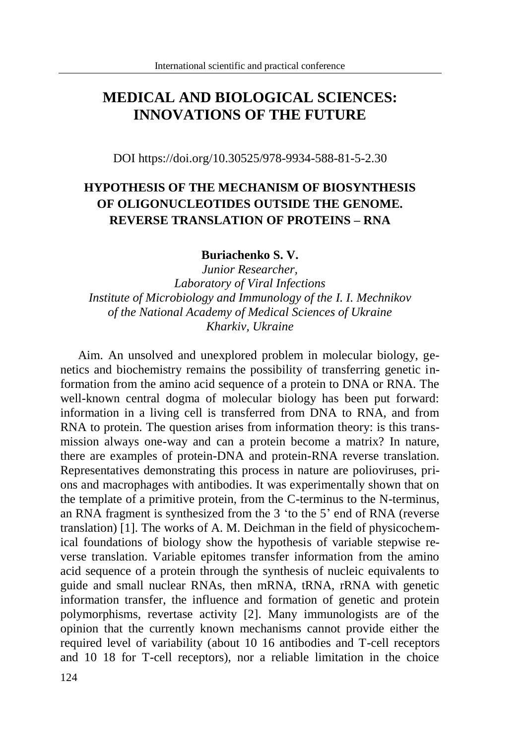# MEDICAL AND BIOLOGICAL SCIENCES: INNOVATIONS OF THE FUTURE

DOI https://doi.org/10.30525/978-9934-588-81-5-2.30

## HYPOTHESIS OF THE MECHANISM OF BIOSYNTHESIS OF OLIGONUCLEOTIDES OUTSIDE THE GENOME. REVERSE TRANSLATION OF PROTEINS – RNA

**Buriachenko S. V.**

*Junior Researcher,*
*Laboratory of Viral Infections*
*Institute of Microbiology and Immunology of the I. I. Mechnikov of the National Academy of Medical Sciences of Ukraine*
*Kharkiv, Ukraine*

Aim. An unsolved and unexplored problem in molecular biology, genetics and biochemistry remains the possibility of transferring genetic information from the amino acid sequence of a protein to DNA or RNA. The well-known central dogma of molecular biology has been put forward: information in a living cell is transferred from DNA to RNA, and from RNA to protein. The question arises from information theory: is this transmission always one-way and can a protein become a matrix? In nature, there are examples of protein-DNA and protein-RNA reverse translation. Representatives demonstrating this process in nature are polioviruses, prions and macrophages with antibodies. It was experimentally shown that on the template of a primitive protein, from the C-terminus to the N-terminus, an RNA fragment is synthesized from the 3 'to the 5' end of RNA (reverse translation) [1]. The works of A. M. Deichman in the field of physicochemical foundations of biology show the hypothesis of variable stepwise reverse translation. Variable epitomes transfer information from the amino acid sequence of a protein through the synthesis of nucleic equivalents to guide and small nuclear RNAs, then mRNA, tRNA, rRNA with genetic information transfer, the influence and formation of genetic and protein polymorphisms, revertase activity [2]. Many immunologists are of the opinion that the currently known mechanisms cannot provide either the required level of variability (about 10 16 antibodies and T-cell receptors and 10 18 for T-cell receptors), nor a reliable limitation in the choice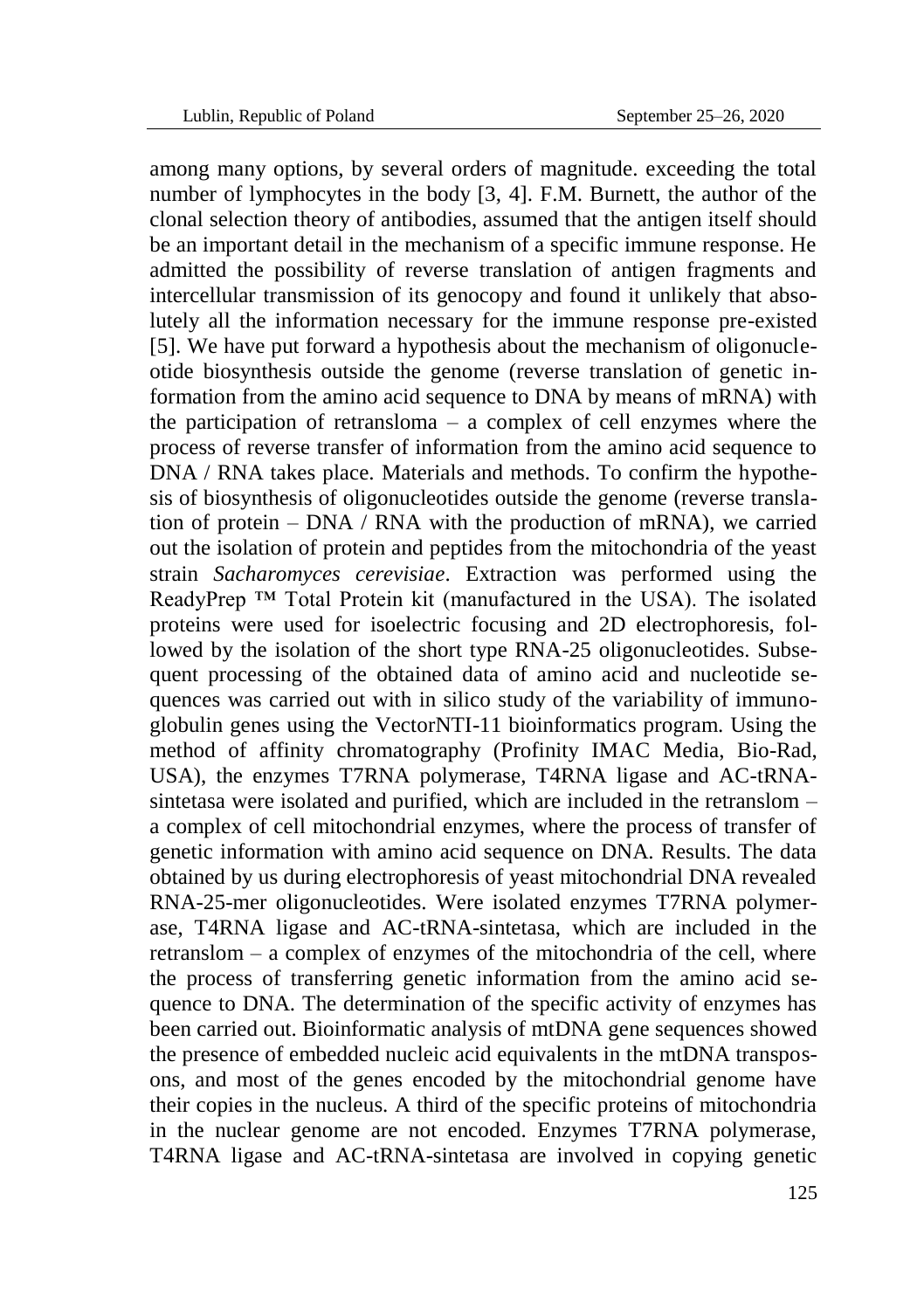among many options, by several orders of magnitude. exceeding the total number of lymphocytes in the body [3, 4]. F.M. Burnett, the author of the clonal selection theory of antibodies, assumed that the antigen itself should be an important detail in the mechanism of a specific immune response. He admitted the possibility of reverse translation of antigen fragments and intercellular transmission of its genocopy and found it unlikely that absolutely all the information necessary for the immune response pre-existed [5]. We have put forward a hypothesis about the mechanism of oligonucleotide biosynthesis outside the genome (reverse translation of genetic information from the amino acid sequence to DNA by means of mRNA) with the participation of retransloma – a complex of cell enzymes where the process of reverse transfer of information from the amino acid sequence to DNA / RNA takes place. Materials and methods. To confirm the hypothesis of biosynthesis of oligonucleotides outside the genome (reverse translation of protein – DNA / RNA with the production of mRNA), we carried out the isolation of protein and peptides from the mitochondria of the yeast strain *Sacharomyces cerevisiae*. Extraction was performed using the ReadyPrep ™ Total Protein kit (manufactured in the USA). The isolated proteins were used for isoelectric focusing and 2D electrophoresis, followed by the isolation of the short type RNA-25 oligonucleotides. Subsequent processing of the obtained data of amino acid and nucleotide sequences was carried out with in silico study of the variability of immunoglobulin genes using the VectorNTI-11 bioinformatics program. Using the method of affinity chromatography (Profinity IMAC Media, Bio-Rad, USA), the enzymes T7RNA polymerase, T4RNA ligase and AC-tRNA-sintetasa were isolated and purified, which are included in the retranslom – a complex of cell mitochondrial enzymes, where the process of transfer of genetic information with amino acid sequence on DNA. Results. The data obtained by us during electrophoresis of yeast mitochondrial DNA revealed RNA-25-mer oligonucleotides. Were isolated enzymes T7RNA polymerase, T4RNA ligase and AC-tRNA-sintetasa, which are included in the retranslom – a complex of enzymes of the mitochondria of the cell, where the process of transferring genetic information from the amino acid sequence to DNA. The determination of the specific activity of enzymes has been carried out. Bioinformatic analysis of mtDNA gene sequences showed the presence of embedded nucleic acid equivalents in the mtDNA transposons, and most of the genes encoded by the mitochondrial genome have their copies in the nucleus. A third of the specific proteins of mitochondria in the nuclear genome are not encoded. Enzymes T7RNA polymerase, T4RNA ligase and AC-tRNA-sintetasa are involved in copying genetic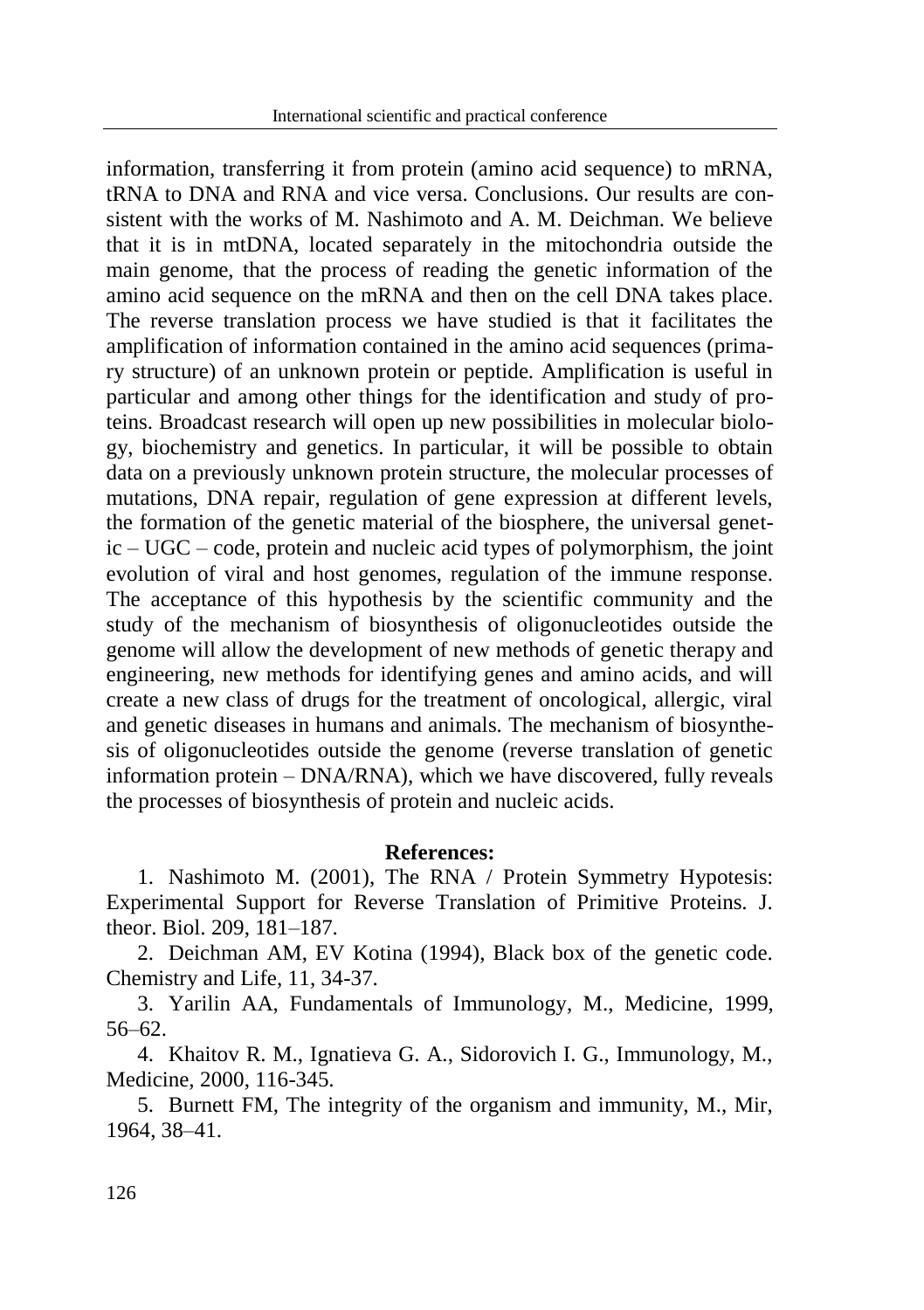information, transferring it from protein (amino acid sequence) to mRNA, tRNA to DNA and RNA and vice versa. Conclusions. Our results are consistent with the works of M. Nashimoto and A. M. Deichman. We believe that it is in mtDNA, located separately in the mitochondria outside the main genome, that the process of reading the genetic information of the amino acid sequence on the mRNA and then on the cell DNA takes place. The reverse translation process we have studied is that it facilitates the amplification of information contained in the amino acid sequences (primary structure) of an unknown protein or peptide. Amplification is useful in particular and among other things for the identification and study of proteins. Broadcast research will open up new possibilities in molecular biology, biochemistry and genetics. In particular, it will be possible to obtain data on a previously unknown protein structure, the molecular processes of mutations, DNA repair, regulation of gene expression at different levels, the formation of the genetic material of the biosphere, the universal genetic – UGC – code, protein and nucleic acid types of polymorphism, the joint evolution of viral and host genomes, regulation of the immune response. The acceptance of this hypothesis by the scientific community and the study of the mechanism of biosynthesis of oligonucleotides outside the genome will allow the development of new methods of genetic therapy and engineering, new methods for identifying genes and amino acids, and will create a new class of drugs for the treatment of oncological, allergic, viral and genetic diseases in humans and animals. The mechanism of biosynthesis of oligonucleotides outside the genome (reverse translation of genetic information protein – DNA/RNA), which we have discovered, fully reveals the processes of biosynthesis of protein and nucleic acids.

## References:

1. Nashimoto M. (2001), The RNA / Protein Symmetry Hypotesis: Experimental Support for Reverse Translation of Primitive Proteins. J. theor. Biol. 209, 181–187.
2. Deichman AM, EV Kotina (1994), Black box of the genetic code. Chemistry and Life, 11, 34-37.
3. Yarilin AA, Fundamentals of Immunology, M., Medicine, 1999, 56–62.
4. Khaitov R. M., Ignatieva G. A., Sidorovich I. G., Immunology, M., Medicine, 2000, 116-345.
5. Burnett FM, The integrity of the organism and immunity, M., Mir, 1964, 38–41.